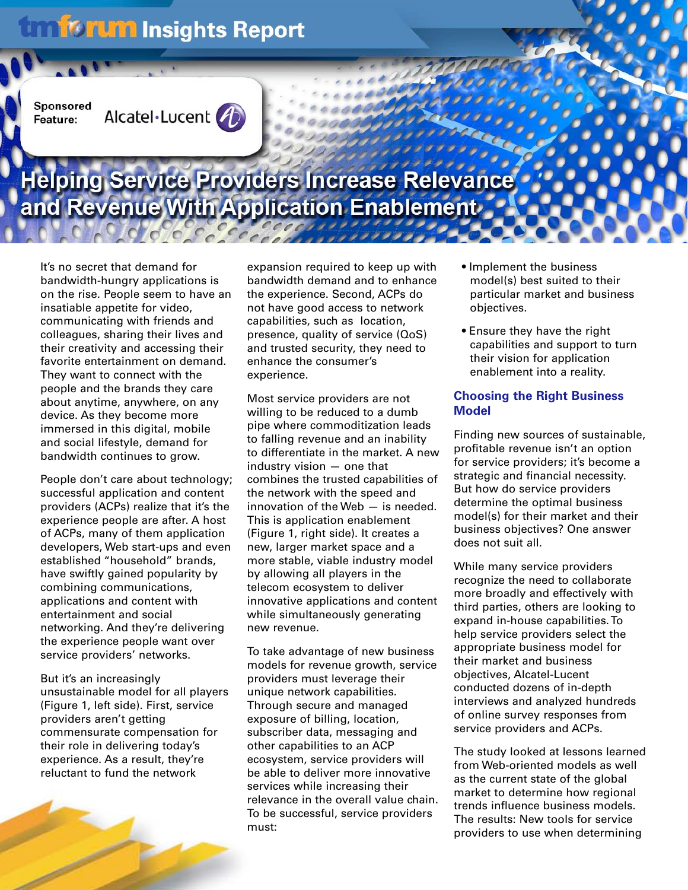tmforum Insights Report

Sponsored Feature: Alcatel·Lucent

# Helping Service Providers Increase Relevance and Revenue With Application Enablement

It's no secret that demand for bandwidth-hungry applications is on the rise. People seem to have an insatiable appetite for video, communicating with friends and colleagues, sharing their lives and their creativity and accessing their favorite entertainment on demand. They want to connect with the people and the brands they care about anytime, anywhere, on any device. As they become more immersed in this digital, mobile and social lifestyle, demand for bandwidth continues to grow.

People don't care about technology; successful application and content providers (ACPs) realize that it's the experience people are after. A host of ACPs, many of them application developers, Web start-ups and even established "household" brands, have swiftly gained popularity by combining communications, applications and content with entertainment and social networking. And they're delivering the experience people want over service providers' networks.

But it's an increasingly unsustainable model for all players (Figure 1, left side). First, service providers aren't getting commensurate compensation for their role in delivering today's experience. As a result, they're reluctant to fund the network expansion required to keep up with bandwidth demand and to enhance the experience. Second, ACPs do not have good access to network capabilities, such as location, presence, quality of service (QoS) and trusted security, they need to enhance the consumer's experience.

Most service providers are not willing to be reduced to a dumb pipe where commoditization leads to falling revenue and an inability to differentiate in the market. A new industry vision — one that combines the trusted capabilities of the network with the speed and innovation of the Web — is needed. This is application enablement (Figure 1, right side). It creates a new, larger market space and a more stable, viable industry model by allowing all players in the telecom ecosystem to deliver innovative applications and content while simultaneously generating new revenue.

To take advantage of new business models for revenue growth, service providers must leverage their unique network capabilities. Through secure and managed exposure of billing, location, subscriber data, messaging and other capabilities to an ACP ecosystem, service providers will be able to deliver more innovative services while increasing their relevance in the overall value chain. To be successful, service providers must:

- Implement the business model(s) best suited to their particular market and business objectives.
- Ensure they have the right capabilities and support to turn their vision for application enablement into a reality.

## Choosing the Right Business Model

Finding new sources of sustainable, profitable revenue isn't an option for service providers; it's become a strategic and financial necessity. But how do service providers determine the optimal business model(s) for their market and their business objectives? One answer does not suit all.

While many service providers recognize the need to collaborate more broadly and effectively with third parties, others are looking to expand in-house capabilities. To help service providers select the appropriate business model for their market and business objectives, Alcatel-Lucent conducted dozens of in-depth interviews and analyzed hundreds of online survey responses from service providers and ACPs.

The study looked at lessons learned from Web-oriented models as well as the current state of the global market to determine how regional trends influence business models. The results: New tools for service providers to use when determining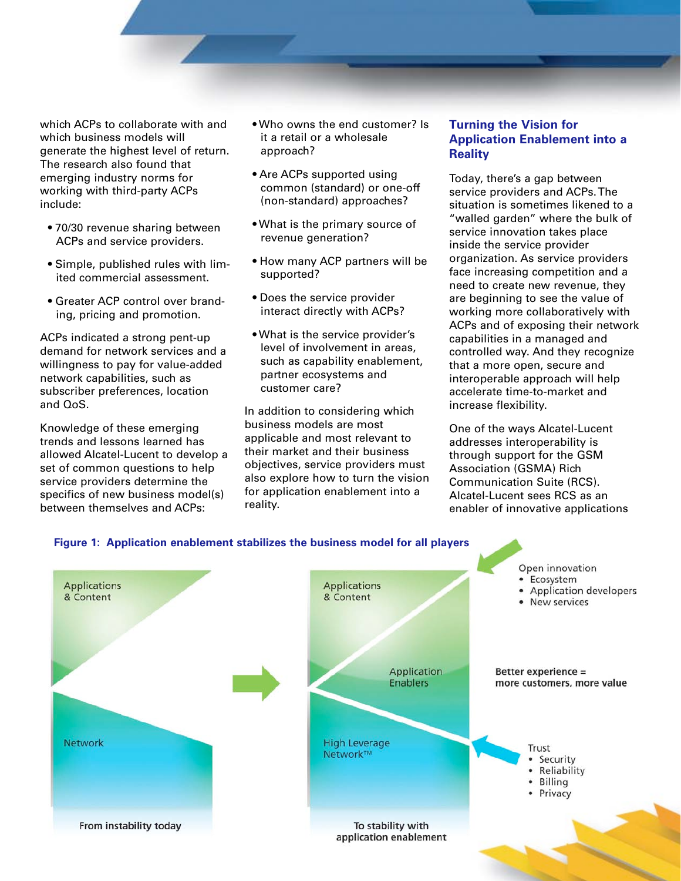which ACPs to collaborate with and which business models will generate the highest level of return. The research also found that emerging industry norms for working with third-party ACPs include:

- 70/30 revenue sharing between ACPs and service providers.
- Simple, published rules with limited commercial assessment.
- Greater ACP control over branding, pricing and promotion.

ACPs indicated a strong pent-up demand for network services and a willingness to pay for value-added network capabilities, such as subscriber preferences, location and QoS.

Knowledge of these emerging trends and lessons learned has allowed Alcatel-Lucent to develop a set of common questions to help service providers determine the specifics of new business model(s) between themselves and ACPs:

- Who owns the end customer? Is it a retail or a wholesale approach?
- Are ACPs supported using common (standard) or one-off (non-standard) approaches?
- What is the primary source of revenue generation?
- How many ACP partners will be supported?
- Does the service provider interact directly with ACPs?
- What is the service provider's level of involvement in areas, such as capability enablement, partner ecosystems and customer care?

In addition to considering which business models are most applicable and most relevant to their market and their business objectives, service providers must also explore how to turn the vision for application enablement into a reality.

## Turning the Vision for Application Enablement into a Reality

Today, there's a gap between service providers and ACPs. The situation is sometimes likened to a "walled garden" where the bulk of service innovation takes place inside the service provider organization. As service providers face increasing competition and a need to create new revenue, they are beginning to see the value of working more collaboratively with ACPs and of exposing their network capabilities in a managed and controlled way. And they recognize that a more open, secure and interoperable approach will help accelerate time-to-market and increase flexibility.

One of the ways Alcatel-Lucent addresses interoperability is through support for the GSM Association (GSMA) Rich Communication Suite (RCS). Alcatel-Lucent sees RCS as an enabler of innovative applications

**Figure 1: Application enablement stabilizes the business model for all players**

Applications & Content

Network

From instability today

Applications & Content

Application Enablers

High Leverage Network™

To stability with application enablement

Open innovation
- Ecosystem
- Application developers
- New services

Better experience = more customers, more value

Trust
- Security
- Reliability
- Billing
- Privacy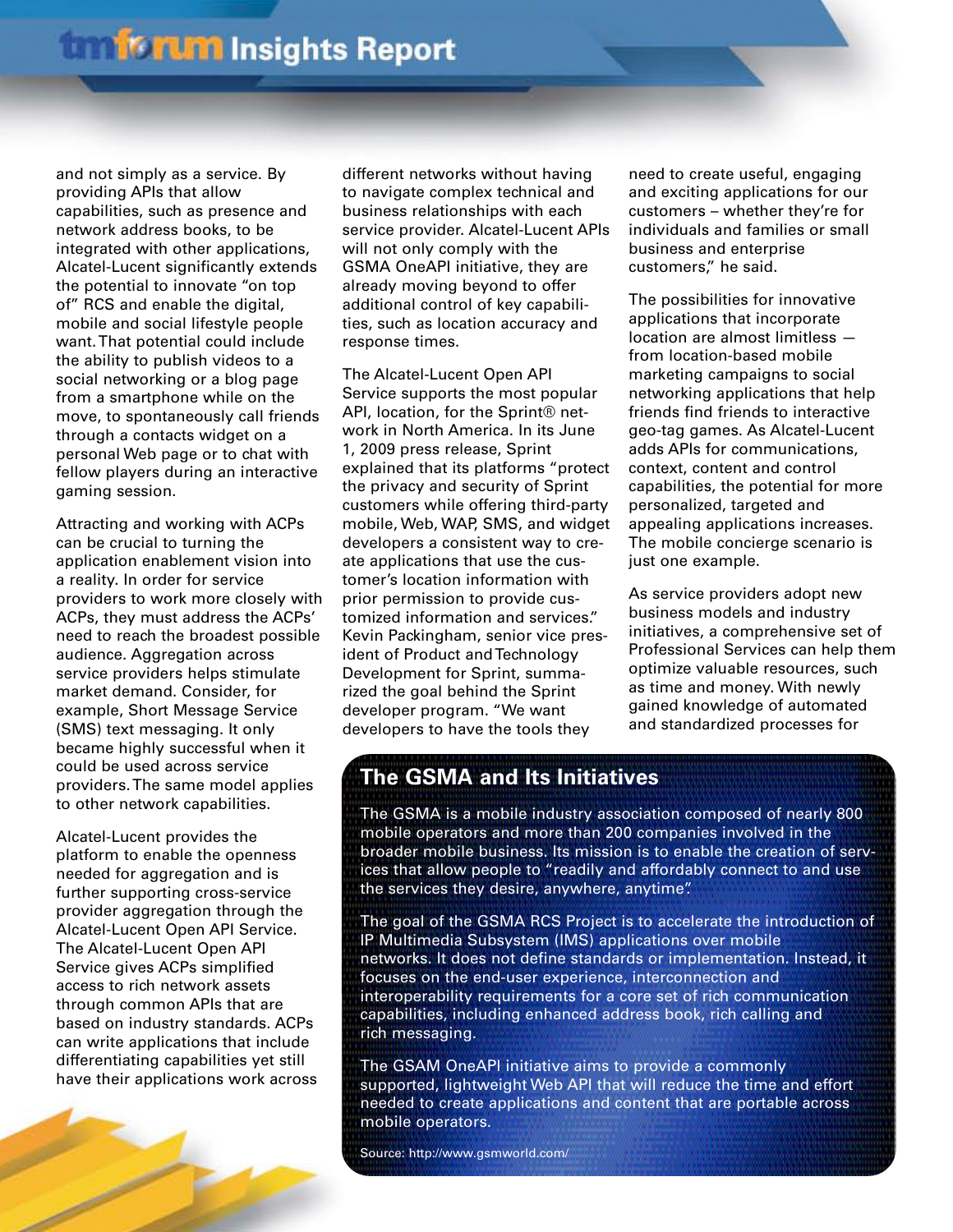and not simply as a service. By providing APIs that allow capabilities, such as presence and network address books, to be integrated with other applications, Alcatel-Lucent significantly extends the potential to innovate "on top of" RCS and enable the digital, mobile and social lifestyle people want. That potential could include the ability to publish videos to a social networking or a blog page from a smartphone while on the move, to spontaneously call friends through a contacts widget on a personal Web page or to chat with fellow players during an interactive gaming session.

Attracting and working with ACPs can be crucial to turning the application enablement vision into a reality. In order for service providers to work more closely with ACPs, they must address the ACPs' need to reach the broadest possible audience. Aggregation across service providers helps stimulate market demand. Consider, for example, Short Message Service (SMS) text messaging. It only became highly successful when it could be used across service providers. The same model applies to other network capabilities.

Alcatel-Lucent provides the platform to enable the openness needed for aggregation and is further supporting cross-service provider aggregation through the Alcatel-Lucent Open API Service. The Alcatel-Lucent Open API Service gives ACPs simplified access to rich network assets through common APIs that are based on industry standards. ACPs can write applications that include differentiating capabilities yet still have their applications work across different networks without having to navigate complex technical and business relationships with each service provider. Alcatel-Lucent APIs will not only comply with the GSMA OneAPI initiative, they are already moving beyond to offer additional control of key capabilities, such as location accuracy and response times.

The Alcatel-Lucent Open API Service supports the most popular API, location, for the Sprint® network in North America. In its June 1, 2009 press release, Sprint explained that its platforms "protect the privacy and security of Sprint customers while offering third-party mobile, Web, WAP, SMS, and widget developers a consistent way to create applications that use the customer's location information with prior permission to provide customized information and services." Kevin Packingham, senior vice president of Product and Technology Development for Sprint, summarized the goal behind the Sprint developer program. "We want developers to have the tools they need to create useful, engaging and exciting applications for our customers – whether they're for individuals and families or small business and enterprise customers," he said.

The possibilities for innovative applications that incorporate location are almost limitless — from location-based mobile marketing campaigns to social networking applications that help friends find friends to interactive geo-tag games. As Alcatel-Lucent adds APIs for communications, context, content and control capabilities, the potential for more personalized, targeted and appealing applications increases. The mobile concierge scenario is just one example.

As service providers adopt new business models and industry initiatives, a comprehensive set of Professional Services can help them optimize valuable resources, such as time and money. With newly gained knowledge of automated and standardized processes for

## The GSMA and Its Initiatives

The GSMA is a mobile industry association composed of nearly 800 mobile operators and more than 200 companies involved in the broader mobile business. Its mission is to enable the creation of services that allow people to "readily and affordably connect to and use the services they desire, anywhere, anytime".

The goal of the GSMA RCS Project is to accelerate the introduction of IP Multimedia Subsystem (IMS) applications over mobile networks. It does not define standards or implementation. Instead, it focuses on the end-user experience, interconnection and interoperability requirements for a core set of rich communication capabilities, including enhanced address book, rich calling and rich messaging.

The GSAM OneAPI initiative aims to provide a commonly supported, lightweight Web API that will reduce the time and effort needed to create applications and content that are portable across mobile operators.

Source: http://www.gsmworld.com/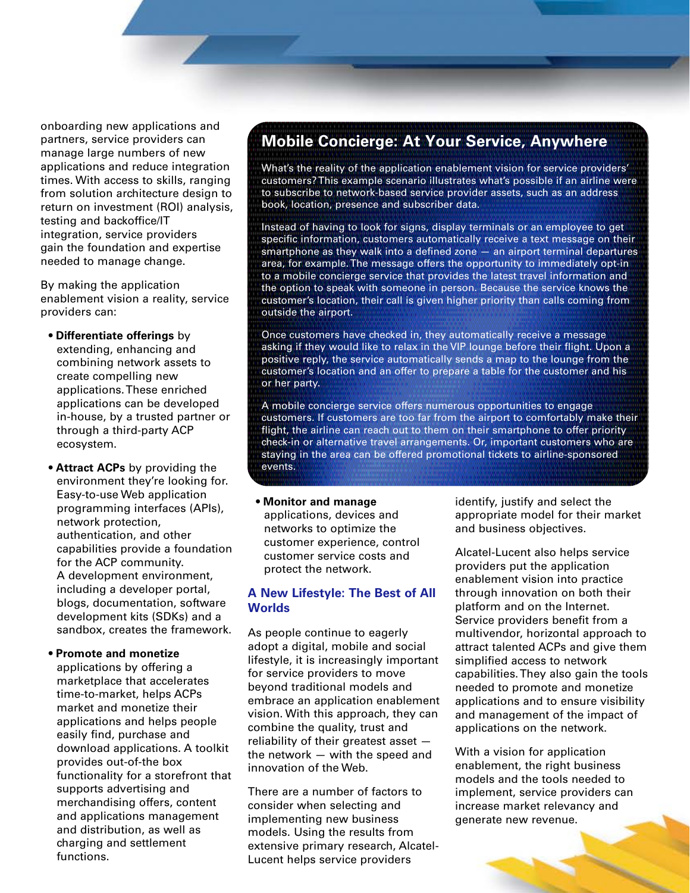onboarding new applications and partners, service providers can manage large numbers of new applications and reduce integration times. With access to skills, ranging from solution architecture design to return on investment (ROI) analysis, testing and backoffice/IT integration, service providers gain the foundation and expertise needed to manage change.

By making the application enablement vision a reality, service providers can:

- **Differentiate offerings** by extending, enhancing and combining network assets to create compelling new applications. These enriched applications can be developed in-house, by a trusted partner or through a third-party ACP ecosystem.
- **Attract ACPs** by providing the environment they're looking for. Easy-to-use Web application programming interfaces (APIs), network protection, authentication, and other capabilities provide a foundation for the ACP community. A development environment, including a developer portal, blogs, documentation, software development kits (SDKs) and a sandbox, creates the framework.
- **Promote and monetize** applications by offering a marketplace that accelerates time-to-market, helps ACPs market and monetize their applications and helps people easily find, purchase and download applications. A toolkit provides out-of-the box functionality for a storefront that supports advertising and merchandising offers, content and applications management and distribution, as well as charging and settlement functions.
- **Monitor and manage** applications, devices and networks to optimize the customer experience, control customer service costs and protect the network.

## Mobile Concierge: At Your Service, Anywhere

What's the reality of the application enablement vision for service providers' customers? This example scenario illustrates what's possible if an airline were to subscribe to network-based service provider assets, such as an address book, location, presence and subscriber data.

Instead of having to look for signs, display terminals or an employee to get specific information, customers automatically receive a text message on their smartphone as they walk into a defined zone — an airport terminal departures area, for example. The message offers the opportunity to immediately opt-in to a mobile concierge service that provides the latest travel information and the option to speak with someone in person. Because the service knows the customer's location, their call is given higher priority than calls coming from outside the airport.

Once customers have checked in, they automatically receive a message asking if they would like to relax in the VIP lounge before their flight. Upon a positive reply, the service automatically sends a map to the lounge from the customer's location and an offer to prepare a table for the customer and his or her party.

A mobile concierge service offers numerous opportunities to engage customers. If customers are too far from the airport to comfortably make their flight, the airline can reach out to them on their smartphone to offer priority check-in or alternative travel arrangements. Or, important customers who are staying in the area can be offered promotional tickets to airline-sponsored events.

## A New Lifestyle: The Best of All Worlds

As people continue to eagerly adopt a digital, mobile and social lifestyle, it is increasingly important for service providers to move beyond traditional models and embrace an application enablement vision. With this approach, they can combine the quality, trust and reliability of their greatest asset — the network — with the speed and innovation of the Web.

There are a number of factors to consider when selecting and implementing new business models. Using the results from extensive primary research, Alcatel-Lucent helps service providers identify, justify and select the appropriate model for their market and business objectives.

Alcatel-Lucent also helps service providers put the application enablement vision into practice through innovation on both their platform and on the Internet. Service providers benefit from a multivendor, horizontal approach to attract talented ACPs and give them simplified access to network capabilities. They also gain the tools needed to promote and monetize applications and to ensure visibility and management of the impact of applications on the network.

With a vision for application enablement, the right business models and the tools needed to implement, service providers can increase market relevancy and generate new revenue.